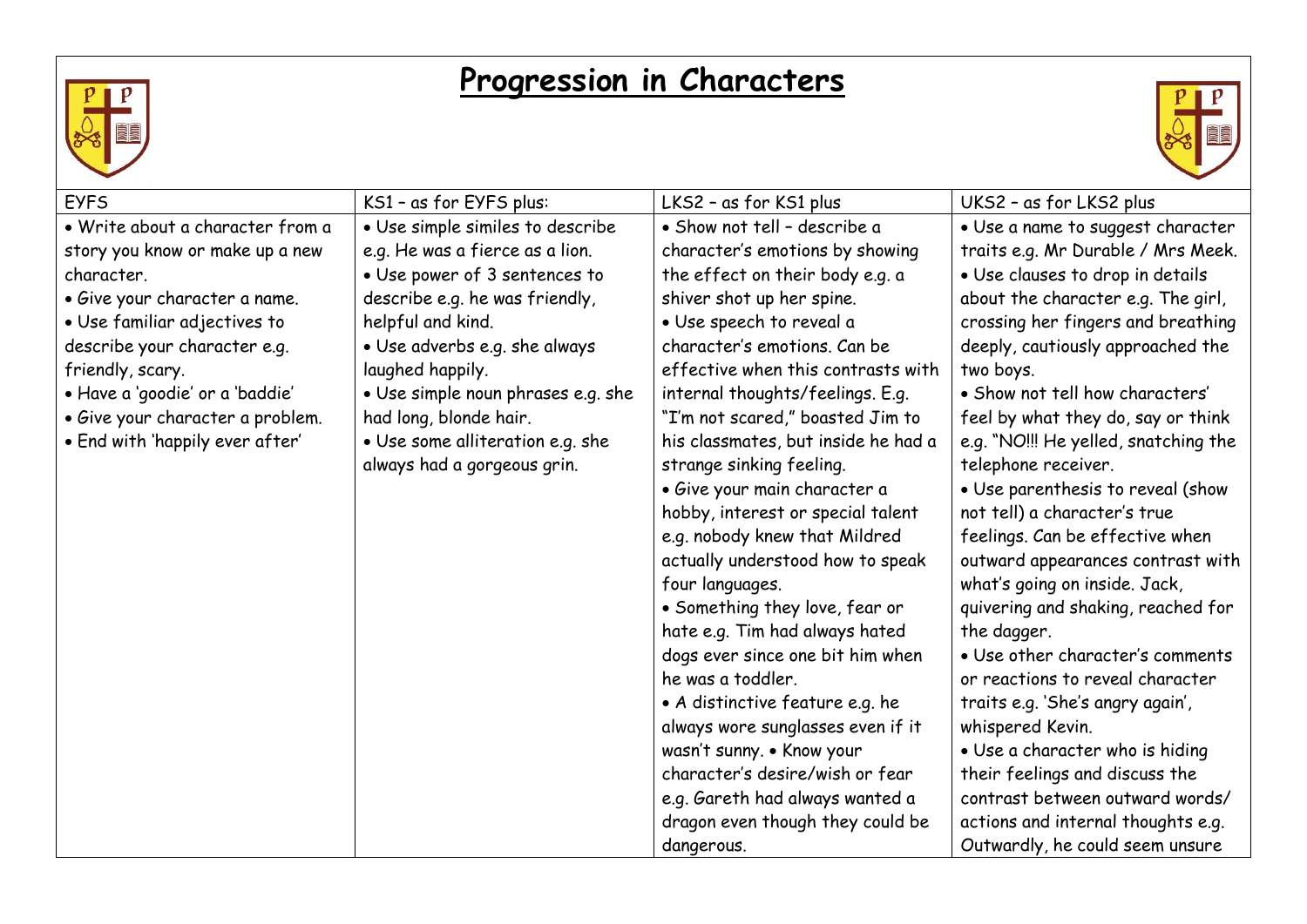# Progression in Characters

| EYFS | KS1 – as for EYFS plus: | LKS2 – as for KS1 plus | UKS2 – as for LKS2 plus |
| --- | --- | --- | --- |
| • Write about a character from a story you know or make up a new character.<br>• Give your character a name.<br>• Use familiar adjectives to describe your character e.g. friendly, scary.<br>• Have a 'goodie' or a 'baddie'<br>• Give your character a problem.<br>• End with 'happily ever after' | • Use simple similes to describe e.g. He was a fierce as a lion.<br>• Use power of 3 sentences to describe e.g. he was friendly, helpful and kind.<br>• Use adverbs e.g. she always laughed happily.<br>• Use simple noun phrases e.g. she had long, blonde hair.<br>• Use some alliteration e.g. she always had a gorgeous grin. | • Show not tell – describe a character's emotions by showing the effect on their body e.g. a shiver shot up her spine.<br>• Use speech to reveal a character's emotions. Can be effective when this contrasts with internal thoughts/feelings. E.g. "I'm not scared," boasted Jim to his classmates, but inside he had a strange sinking feeling.<br>• Give your main character a hobby, interest or special talent e.g. nobody knew that Mildred actually understood how to speak four languages.<br>• Something they love, fear or hate e.g. Tim had always hated dogs ever since one bit him when he was a toddler.<br>• A distinctive feature e.g. he always wore sunglasses even if it wasn't sunny. • Know your character's desire/wish or fear e.g. Gareth had always wanted a dragon even though they could be dangerous. | • Use a name to suggest character traits e.g. Mr Durable / Mrs Meek.<br>• Use clauses to drop in details about the character e.g. The girl, crossing her fingers and breathing deeply, cautiously approached the two boys.<br>• Show not tell how characters' feel by what they do, say or think e.g. "NO!!! He yelled, snatching the telephone receiver.<br>• Use parenthesis to reveal (show not tell) a character's true feelings. Can be effective when outward appearances contrast with what's going on inside. Jack, quivering and shaking, reached for the dagger.<br>• Use other character's comments or reactions to reveal character traits e.g. 'She's angry again', whispered Kevin.<br>• Use a character who is hiding their feelings and discuss the contrast between outward words/ actions and internal thoughts e.g. Outwardly, he could seem unsure |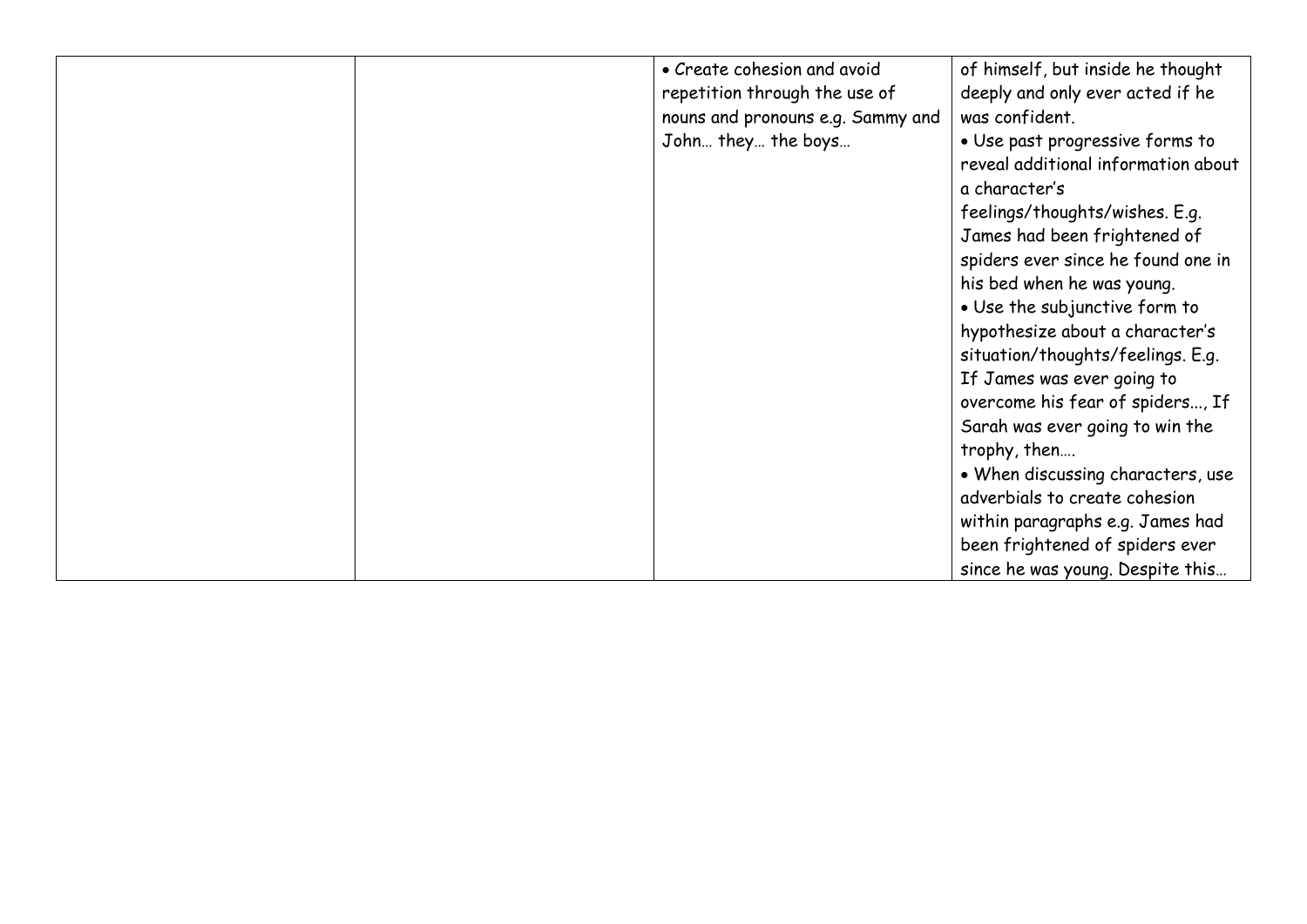| | | | |
|---|---|---|---|
| | | • Create cohesion and avoid repetition through the use of nouns and pronouns e.g. Sammy and John… they… the boys… | of himself, but inside he thought deeply and only ever acted if he was confident.<br>• Use past progressive forms to reveal additional information about a character's feelings/thoughts/wishes. E.g. James had been frightened of spiders ever since he found one in his bed when he was young.<br>• Use the subjunctive form to hypothesize about a character's situation/thoughts/feelings. E.g. If James was ever going to overcome his fear of spiders..., If Sarah was ever going to win the trophy, then….<br>• When discussing characters, use adverbials to create cohesion within paragraphs e.g. James had been frightened of spiders ever since he was young. Despite this… |